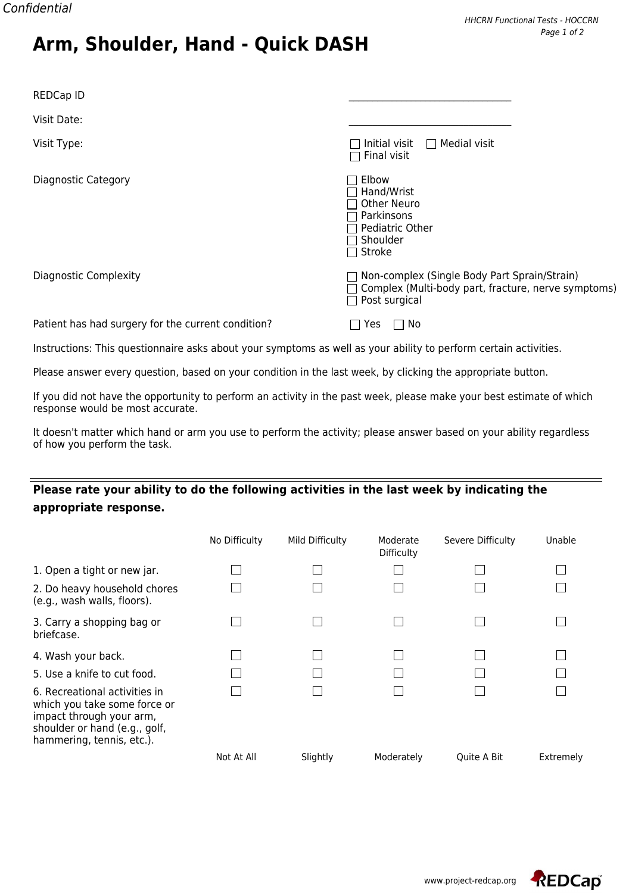# Arm, Shoulder, Hand - Quick DASH

REDCap ID \_\_\_\_\_\_\_\_\_\_\_\_\_\_\_\_\_\_\_\_\_\_\_\_\_\_\_\_\_\_\_\_

Visit Date: \_\_\_\_\_\_\_\_\_\_\_\_\_\_\_\_\_\_\_\_\_\_\_\_\_\_\_\_\_\_\_\_

Visit Type:
- ☐ Initial visit
- ☐ Medial visit
- ☐ Final visit

Diagnostic Category
- ☐ Elbow
- ☐ Hand/Wrist
- ☐ Other Neuro
- ☐ Parkinsons
- ☐ Pediatric Other
- ☐ Shoulder
- ☐ Stroke

Diagnostic Complexity
- ☐ Non-complex (Single Body Part Sprain/Strain)
- ☐ Complex (Multi-body part, fracture, nerve symptoms)
- ☐ Post surgical

Patient has had surgery for the current condition? ☐ Yes ☐ No

Instructions: This questionnaire asks about your symptoms as well as your ability to perform certain activities.

Please answer every question, based on your condition in the last week, by clicking the appropriate button.

If you did not have the opportunity to perform an activity in the past week, please make your best estimate of which response would be most accurate.

It doesn't matter which hand or arm you use to perform the activity; please answer based on your ability regardless of how you perform the task.

---

**Please rate your ability to do the following activities in the last week by indicating the appropriate response.**

| | No Difficulty | Mild Difficulty | Moderate Difficulty | Severe Difficulty | Unable |
|---|---|---|---|---|---|
| 1. Open a tight or new jar. | ☐ | ☐ | ☐ | ☐ | ☐ |
| 2. Do heavy household chores (e.g., wash walls, floors). | ☐ | ☐ | ☐ | ☐ | ☐ |
| 3. Carry a shopping bag or briefcase. | ☐ | ☐ | ☐ | ☐ | ☐ |
| 4. Wash your back. | ☐ | ☐ | ☐ | ☐ | ☐ |
| 5. Use a knife to cut food. | ☐ | ☐ | ☐ | ☐ | ☐ |
| 6. Recreational activities in which you take some force or impact through your arm, shoulder or hand (e.g., golf, hammering, tennis, etc.). | ☐ | ☐ | ☐ | ☐ | ☐ |

| | Not At All | Slightly | Moderately | Quite A Bit | Extremely |
|---|---|---|---|---|---|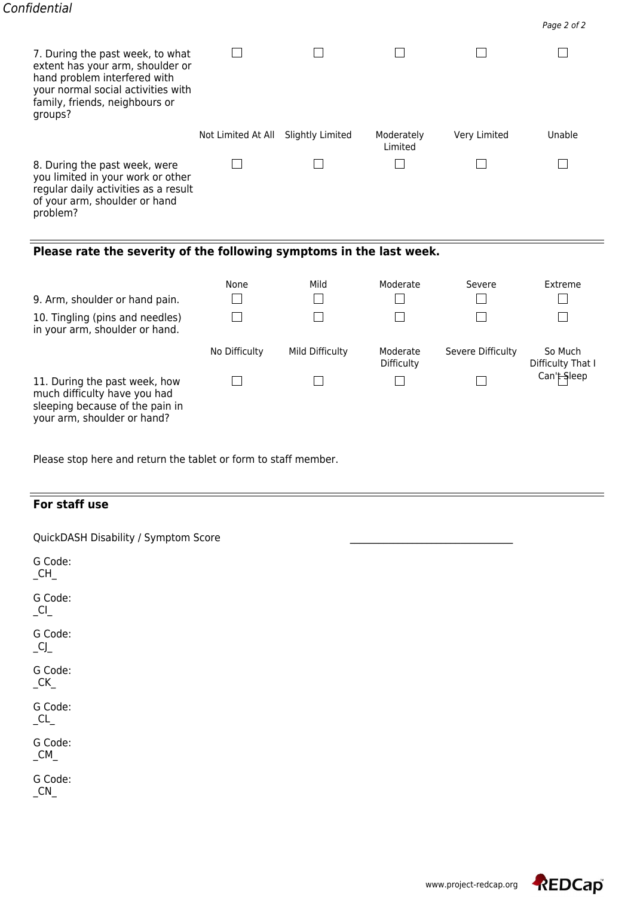| | Not Limited At All | Slightly Limited | Moderately Limited | Very Limited | Unable |
|---|---|---|---|---|---|
| 7. During the past week, to what extent has your arm, shoulder or hand problem interfered with your normal social activities with family, friends, neighbours or groups? | ☐ | ☐ | ☐ | ☐ | ☐ |
| 8. During the past week, were you limited in your work or other regular daily activities as a result of your arm, shoulder or hand problem? | ☐ | ☐ | ☐ | ☐ | ☐ |

**Please rate the severity of the following symptoms in the last week.**

| | None | Mild | Moderate | Severe | Extreme |
|---|---|---|---|---|---|
| 9. Arm, shoulder or hand pain. | ☐ | ☐ | ☐ | ☐ | ☐ |
| 10. Tingling (pins and needles) in your arm, shoulder or hand. | ☐ | ☐ | ☐ | ☐ | ☐ |

| | No Difficulty | Mild Difficulty | Moderate Difficulty | Severe Difficulty | So Much Difficulty That I Can't Sleep |
|---|---|---|---|---|---|
| 11. During the past week, how much difficulty have you had sleeping because of the pain in your arm, shoulder or hand? | ☐ | ☐ | ☐ | ☐ | ☐ |

Please stop here and return the tablet or form to staff member.

**For staff use**

QuickDASH Disability / Symptom Score ________________________________

G Code:
_CH_

G Code:
_CI_

G Code:
_CJ_

G Code:
_CK_

G Code:
_CL_

G Code:
_CM_

G Code:
_CN_